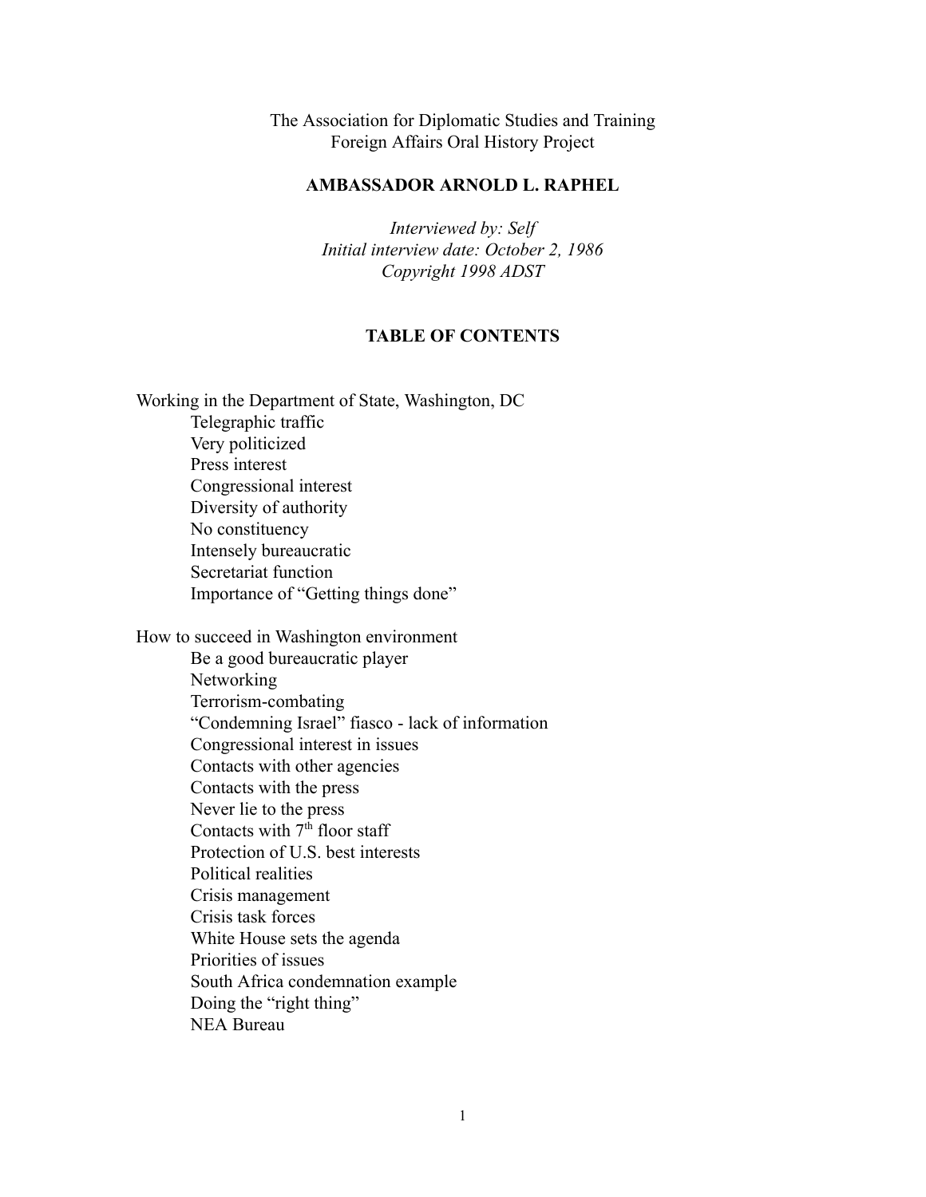The Association for Diplomatic Studies and Training
Foreign Affairs Oral History Project

**AMBASSADOR ARNOLD L. RAPHEL**

*Interviewed by: Self*
*Initial interview date: October 2, 1986*
*Copyright 1998 ADST*

## TABLE OF CONTENTS

Working in the Department of State, Washington, DC
- Telegraphic traffic
- Very politicized
- Press interest
- Congressional interest
- Diversity of authority
- No constituency
- Intensely bureaucratic
- Secretariat function
- Importance of "Getting things done"

How to succeed in Washington environment
- Be a good bureaucratic player
- Networking
- Terrorism-combating
- "Condemning Israel" fiasco - lack of information
- Congressional interest in issues
- Contacts with other agencies
- Contacts with the press
- Never lie to the press
- Contacts with 7th floor staff
- Protection of U.S. best interests
- Political realities
- Crisis management
- Crisis task forces
- White House sets the agenda
- Priorities of issues
- South Africa condemnation example
- Doing the "right thing"
- NEA Bureau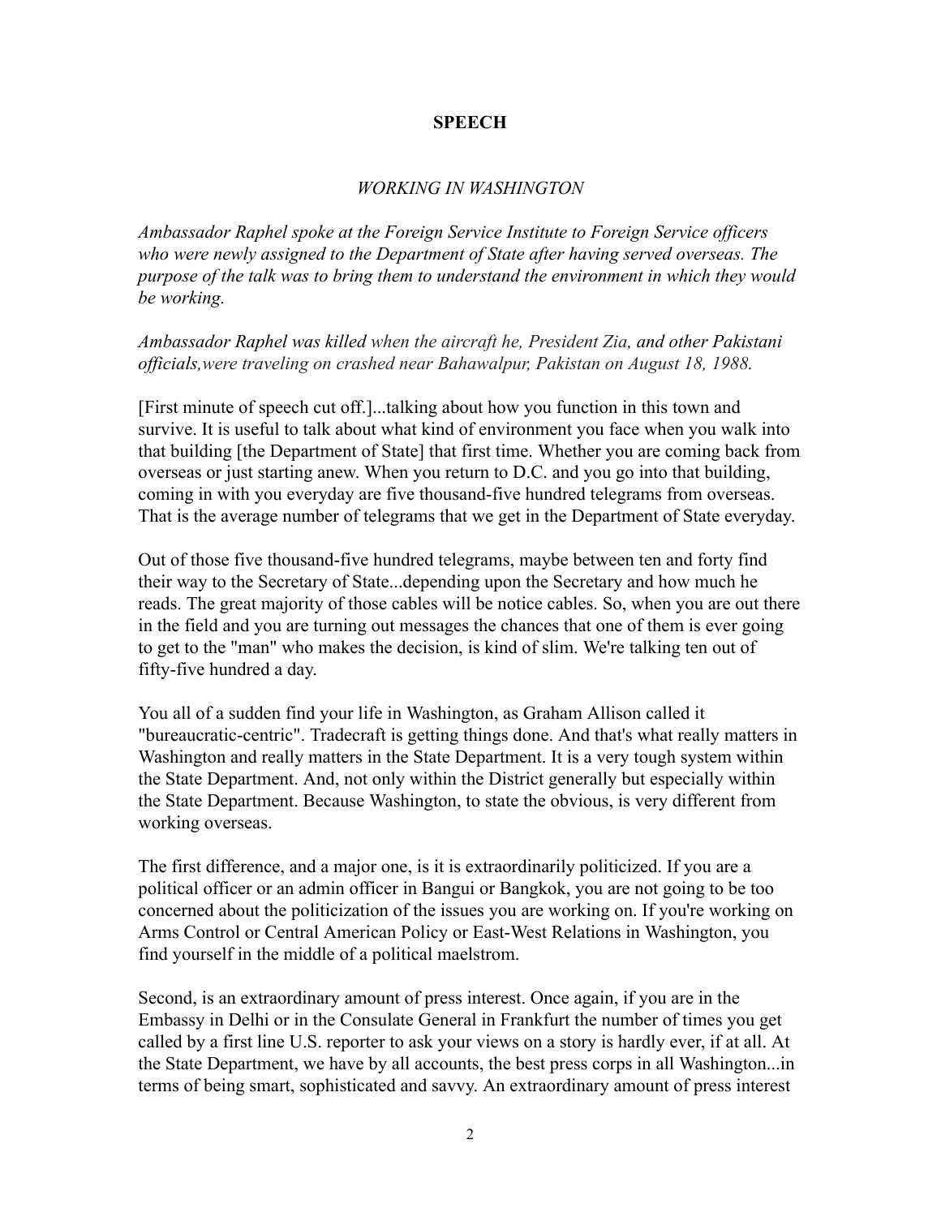## SPEECH

### *WORKING IN WASHINGTON*

*Ambassador Raphel spoke at the Foreign Service Institute to Foreign Service officers who were newly assigned to the Department of State after having served overseas. The purpose of the talk was to bring them to understand the environment in which they would be working.*

*Ambassador Raphel was killed when the aircraft he, President Zia, and other Pakistani officials,were traveling on crashed near Bahawalpur, Pakistan on August 18, 1988.*

[First minute of speech cut off.]...talking about how you function in this town and survive. It is useful to talk about what kind of environment you face when you walk into that building [the Department of State] that first time. Whether you are coming back from overseas or just starting anew. When you return to D.C. and you go into that building, coming in with you everyday are five thousand-five hundred telegrams from overseas. That is the average number of telegrams that we get in the Department of State everyday.

Out of those five thousand-five hundred telegrams, maybe between ten and forty find their way to the Secretary of State...depending upon the Secretary and how much he reads. The great majority of those cables will be notice cables. So, when you are out there in the field and you are turning out messages the chances that one of them is ever going to get to the "man" who makes the decision, is kind of slim. We're talking ten out of fifty-five hundred a day.

You all of a sudden find your life in Washington, as Graham Allison called it "bureaucratic-centric". Tradecraft is getting things done. And that's what really matters in Washington and really matters in the State Department. It is a very tough system within the State Department. And, not only within the District generally but especially within the State Department. Because Washington, to state the obvious, is very different from working overseas.

The first difference, and a major one, is it is extraordinarily politicized. If you are a political officer or an admin officer in Bangui or Bangkok, you are not going to be too concerned about the politicization of the issues you are working on. If you're working on Arms Control or Central American Policy or East-West Relations in Washington, you find yourself in the middle of a political maelstrom.

Second, is an extraordinary amount of press interest. Once again, if you are in the Embassy in Delhi or in the Consulate General in Frankfurt the number of times you get called by a first line U.S. reporter to ask your views on a story is hardly ever, if at all. At the State Department, we have by all accounts, the best press corps in all Washington...in terms of being smart, sophisticated and savvy. An extraordinary amount of press interest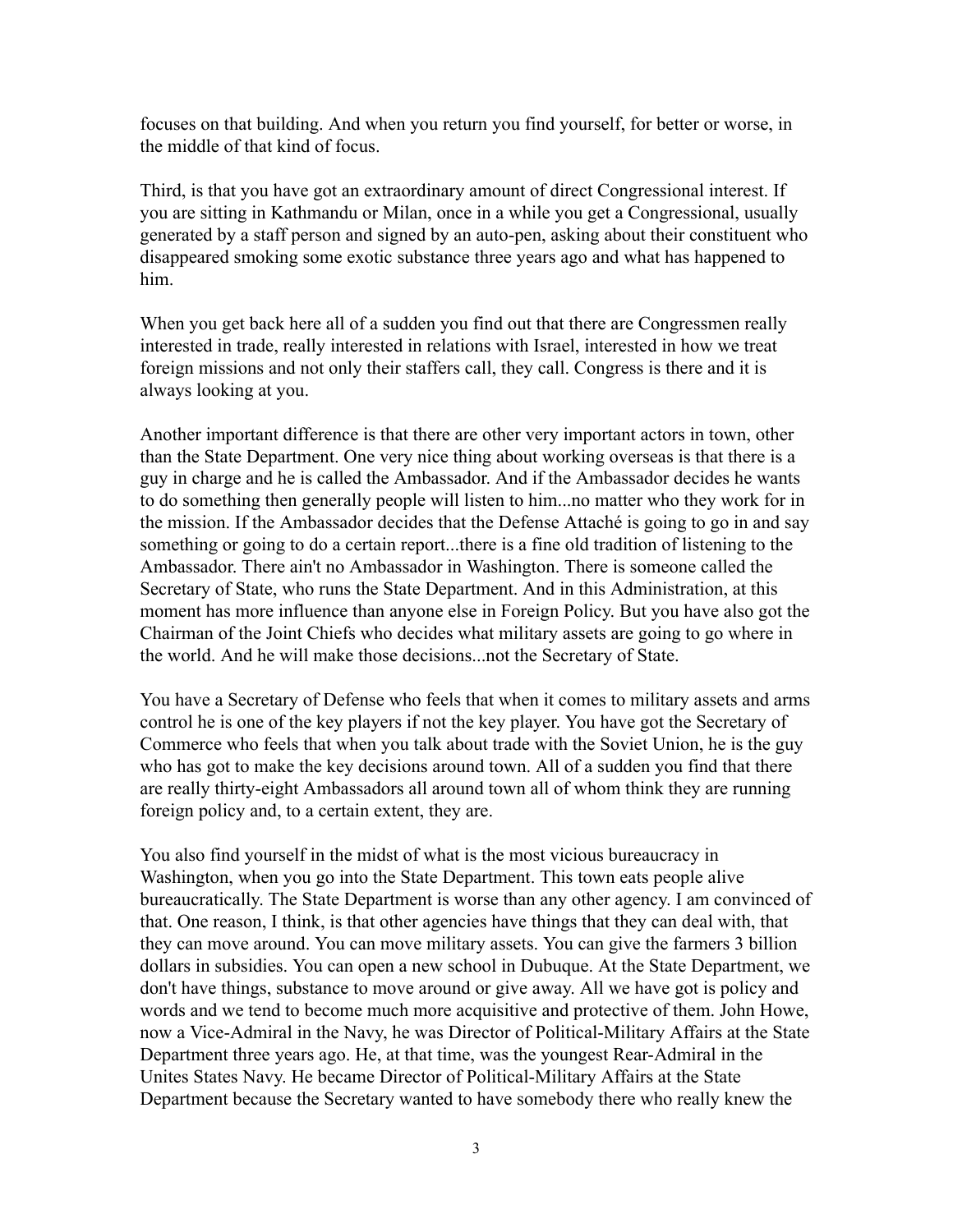focuses on that building. And when you return you find yourself, for better or worse, in the middle of that kind of focus.

Third, is that you have got an extraordinary amount of direct Congressional interest. If you are sitting in Kathmandu or Milan, once in a while you get a Congressional, usually generated by a staff person and signed by an auto-pen, asking about their constituent who disappeared smoking some exotic substance three years ago and what has happened to him.

When you get back here all of a sudden you find out that there are Congressmen really interested in trade, really interested in relations with Israel, interested in how we treat foreign missions and not only their staffers call, they call. Congress is there and it is always looking at you.

Another important difference is that there are other very important actors in town, other than the State Department. One very nice thing about working overseas is that there is a guy in charge and he is called the Ambassador. And if the Ambassador decides he wants to do something then generally people will listen to him...no matter who they work for in the mission. If the Ambassador decides that the Defense Attaché is going to go in and say something or going to do a certain report...there is a fine old tradition of listening to the Ambassador. There ain't no Ambassador in Washington. There is someone called the Secretary of State, who runs the State Department. And in this Administration, at this moment has more influence than anyone else in Foreign Policy. But you have also got the Chairman of the Joint Chiefs who decides what military assets are going to go where in the world. And he will make those decisions...not the Secretary of State.

You have a Secretary of Defense who feels that when it comes to military assets and arms control he is one of the key players if not the key player. You have got the Secretary of Commerce who feels that when you talk about trade with the Soviet Union, he is the guy who has got to make the key decisions around town. All of a sudden you find that there are really thirty-eight Ambassadors all around town all of whom think they are running foreign policy and, to a certain extent, they are.

You also find yourself in the midst of what is the most vicious bureaucracy in Washington, when you go into the State Department. This town eats people alive bureaucratically. The State Department is worse than any other agency. I am convinced of that. One reason, I think, is that other agencies have things that they can deal with, that they can move around. You can move military assets. You can give the farmers 3 billion dollars in subsidies. You can open a new school in Dubuque. At the State Department, we don't have things, substance to move around or give away. All we have got is policy and words and we tend to become much more acquisitive and protective of them. John Howe, now a Vice-Admiral in the Navy, he was Director of Political-Military Affairs at the State Department three years ago. He, at that time, was the youngest Rear-Admiral in the Unites States Navy. He became Director of Political-Military Affairs at the State Department because the Secretary wanted to have somebody there who really knew the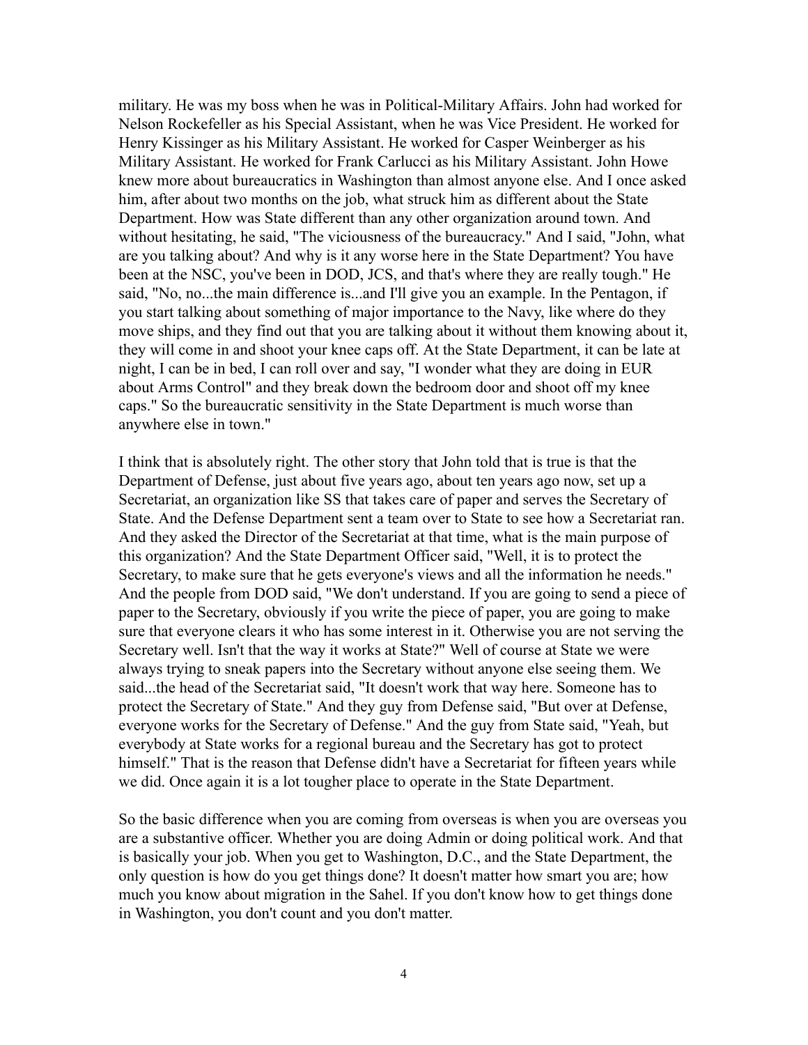military. He was my boss when he was in Political-Military Affairs. John had worked for Nelson Rockefeller as his Special Assistant, when he was Vice President. He worked for Henry Kissinger as his Military Assistant. He worked for Casper Weinberger as his Military Assistant. He worked for Frank Carlucci as his Military Assistant. John Howe knew more about bureaucratics in Washington than almost anyone else. And I once asked him, after about two months on the job, what struck him as different about the State Department. How was State different than any other organization around town. And without hesitating, he said, "The viciousness of the bureaucracy." And I said, "John, what are you talking about? And why is it any worse here in the State Department? You have been at the NSC, you've been in DOD, JCS, and that's where they are really tough." He said, "No, no...the main difference is...and I'll give you an example. In the Pentagon, if you start talking about something of major importance to the Navy, like where do they move ships, and they find out that you are talking about it without them knowing about it, they will come in and shoot your knee caps off. At the State Department, it can be late at night, I can be in bed, I can roll over and say, "I wonder what they are doing in EUR about Arms Control" and they break down the bedroom door and shoot off my knee caps." So the bureaucratic sensitivity in the State Department is much worse than anywhere else in town."

I think that is absolutely right. The other story that John told that is true is that the Department of Defense, just about five years ago, about ten years ago now, set up a Secretariat, an organization like SS that takes care of paper and serves the Secretary of State. And the Defense Department sent a team over to State to see how a Secretariat ran. And they asked the Director of the Secretariat at that time, what is the main purpose of this organization? And the State Department Officer said, "Well, it is to protect the Secretary, to make sure that he gets everyone's views and all the information he needs." And the people from DOD said, "We don't understand. If you are going to send a piece of paper to the Secretary, obviously if you write the piece of paper, you are going to make sure that everyone clears it who has some interest in it. Otherwise you are not serving the Secretary well. Isn't that the way it works at State?" Well of course at State we were always trying to sneak papers into the Secretary without anyone else seeing them. We said...the head of the Secretariat said, "It doesn't work that way here. Someone has to protect the Secretary of State." And they guy from Defense said, "But over at Defense, everyone works for the Secretary of Defense." And the guy from State said, "Yeah, but everybody at State works for a regional bureau and the Secretary has got to protect himself." That is the reason that Defense didn't have a Secretariat for fifteen years while we did. Once again it is a lot tougher place to operate in the State Department.

So the basic difference when you are coming from overseas is when you are overseas you are a substantive officer. Whether you are doing Admin or doing political work. And that is basically your job. When you get to Washington, D.C., and the State Department, the only question is how do you get things done? It doesn't matter how smart you are; how much you know about migration in the Sahel. If you don't know how to get things done in Washington, you don't count and you don't matter.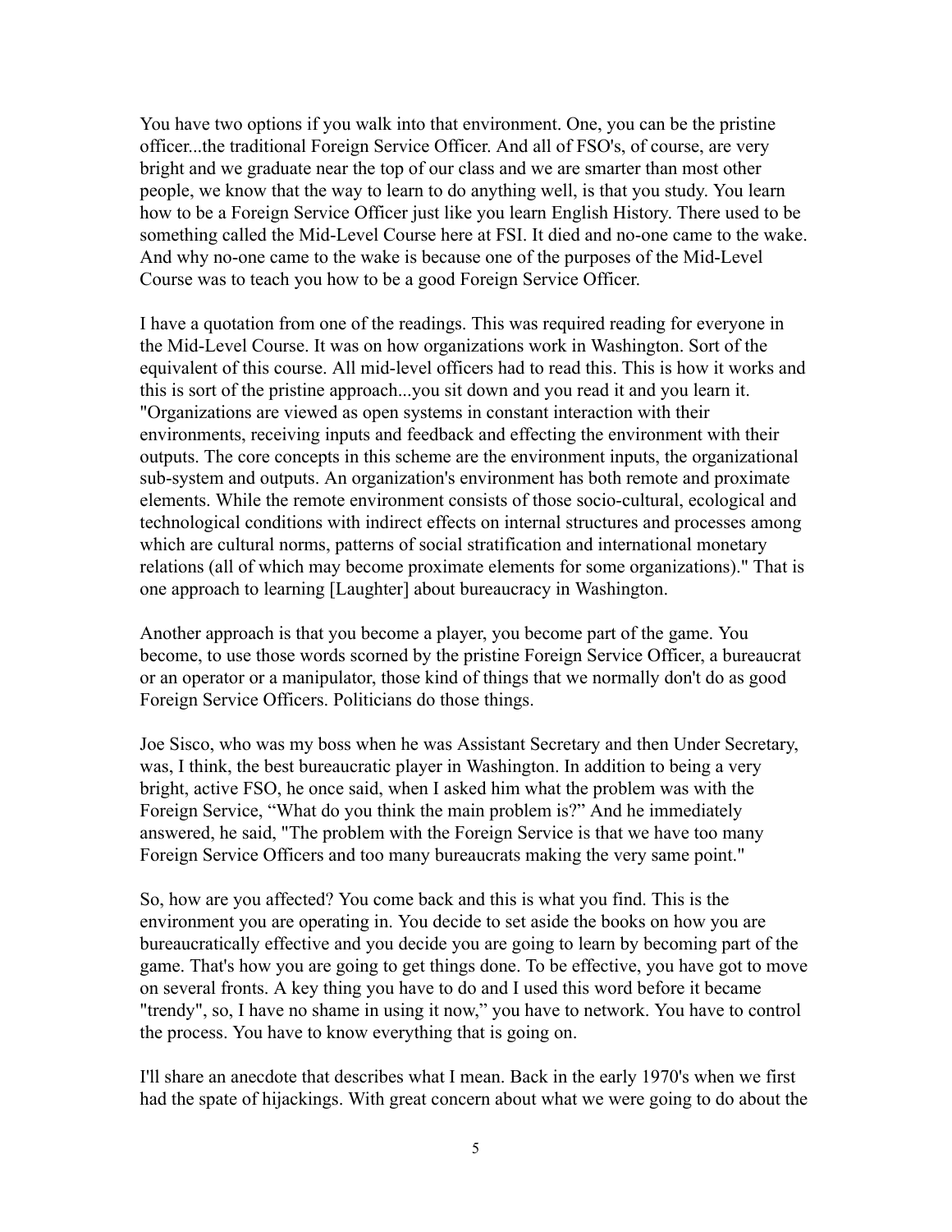You have two options if you walk into that environment. One, you can be the pristine officer...the traditional Foreign Service Officer. And all of FSO's, of course, are very bright and we graduate near the top of our class and we are smarter than most other people, we know that the way to learn to do anything well, is that you study. You learn how to be a Foreign Service Officer just like you learn English History. There used to be something called the Mid-Level Course here at FSI. It died and no-one came to the wake. And why no-one came to the wake is because one of the purposes of the Mid-Level Course was to teach you how to be a good Foreign Service Officer.

I have a quotation from one of the readings. This was required reading for everyone in the Mid-Level Course. It was on how organizations work in Washington. Sort of the equivalent of this course. All mid-level officers had to read this. This is how it works and this is sort of the pristine approach...you sit down and you read it and you learn it. "Organizations are viewed as open systems in constant interaction with their environments, receiving inputs and feedback and effecting the environment with their outputs. The core concepts in this scheme are the environment inputs, the organizational sub-system and outputs. An organization's environment has both remote and proximate elements. While the remote environment consists of those socio-cultural, ecological and technological conditions with indirect effects on internal structures and processes among which are cultural norms, patterns of social stratification and international monetary relations (all of which may become proximate elements for some organizations)." That is one approach to learning [Laughter] about bureaucracy in Washington.

Another approach is that you become a player, you become part of the game. You become, to use those words scorned by the pristine Foreign Service Officer, a bureaucrat or an operator or a manipulator, those kind of things that we normally don't do as good Foreign Service Officers. Politicians do those things.

Joe Sisco, who was my boss when he was Assistant Secretary and then Under Secretary, was, I think, the best bureaucratic player in Washington. In addition to being a very bright, active FSO, he once said, when I asked him what the problem was with the Foreign Service, "What do you think the main problem is?" And he immediately answered, he said, "The problem with the Foreign Service is that we have too many Foreign Service Officers and too many bureaucrats making the very same point."

So, how are you affected? You come back and this is what you find. This is the environment you are operating in. You decide to set aside the books on how you are bureaucratically effective and you decide you are going to learn by becoming part of the game. That's how you are going to get things done. To be effective, you have got to move on several fronts. A key thing you have to do and I used this word before it became "trendy", so, I have no shame in using it now," you have to network. You have to control the process. You have to know everything that is going on.

I'll share an anecdote that describes what I mean. Back in the early 1970's when we first had the spate of hijackings. With great concern about what we were going to do about the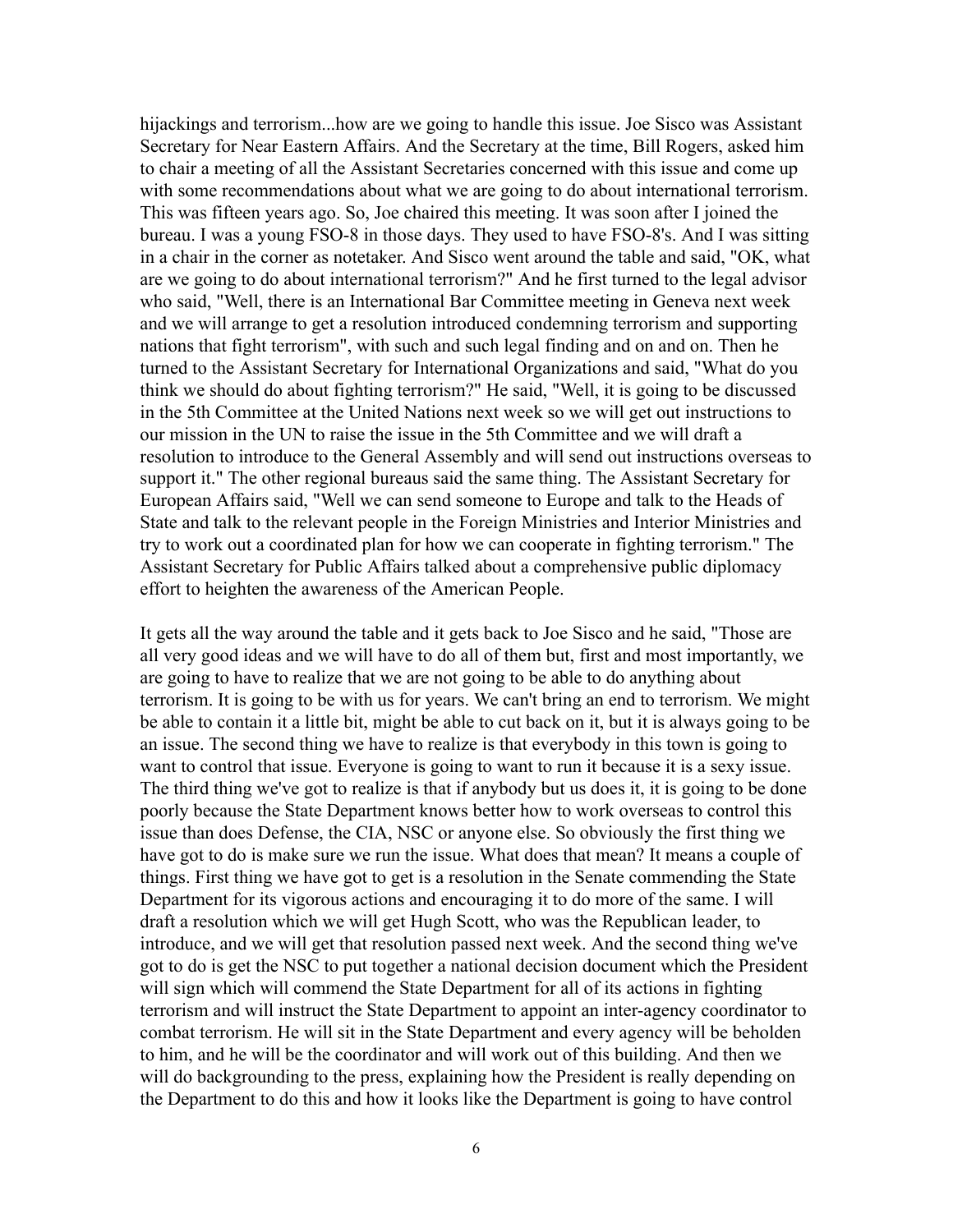hijackings and terrorism...how are we going to handle this issue. Joe Sisco was Assistant Secretary for Near Eastern Affairs. And the Secretary at the time, Bill Rogers, asked him to chair a meeting of all the Assistant Secretaries concerned with this issue and come up with some recommendations about what we are going to do about international terrorism. This was fifteen years ago. So, Joe chaired this meeting. It was soon after I joined the bureau. I was a young FSO-8 in those days. They used to have FSO-8's. And I was sitting in a chair in the corner as notetaker. And Sisco went around the table and said, "OK, what are we going to do about international terrorism?" And he first turned to the legal advisor who said, "Well, there is an International Bar Committee meeting in Geneva next week and we will arrange to get a resolution introduced condemning terrorism and supporting nations that fight terrorism", with such and such legal finding and on and on. Then he turned to the Assistant Secretary for International Organizations and said, "What do you think we should do about fighting terrorism?" He said, "Well, it is going to be discussed in the 5th Committee at the United Nations next week so we will get out instructions to our mission in the UN to raise the issue in the 5th Committee and we will draft a resolution to introduce to the General Assembly and will send out instructions overseas to support it." The other regional bureaus said the same thing. The Assistant Secretary for European Affairs said, "Well we can send someone to Europe and talk to the Heads of State and talk to the relevant people in the Foreign Ministries and Interior Ministries and try to work out a coordinated plan for how we can cooperate in fighting terrorism." The Assistant Secretary for Public Affairs talked about a comprehensive public diplomacy effort to heighten the awareness of the American People.

It gets all the way around the table and it gets back to Joe Sisco and he said, "Those are all very good ideas and we will have to do all of them but, first and most importantly, we are going to have to realize that we are not going to be able to do anything about terrorism. It is going to be with us for years. We can't bring an end to terrorism. We might be able to contain it a little bit, might be able to cut back on it, but it is always going to be an issue. The second thing we have to realize is that everybody in this town is going to want to control that issue. Everyone is going to want to run it because it is a sexy issue. The third thing we've got to realize is that if anybody but us does it, it is going to be done poorly because the State Department knows better how to work overseas to control this issue than does Defense, the CIA, NSC or anyone else. So obviously the first thing we have got to do is make sure we run the issue. What does that mean? It means a couple of things. First thing we have got to get is a resolution in the Senate commending the State Department for its vigorous actions and encouraging it to do more of the same. I will draft a resolution which we will get Hugh Scott, who was the Republican leader, to introduce, and we will get that resolution passed next week. And the second thing we've got to do is get the NSC to put together a national decision document which the President will sign which will commend the State Department for all of its actions in fighting terrorism and will instruct the State Department to appoint an inter-agency coordinator to combat terrorism. He will sit in the State Department and every agency will be beholden to him, and he will be the coordinator and will work out of this building. And then we will do backgrounding to the press, explaining how the President is really depending on the Department to do this and how it looks like the Department is going to have control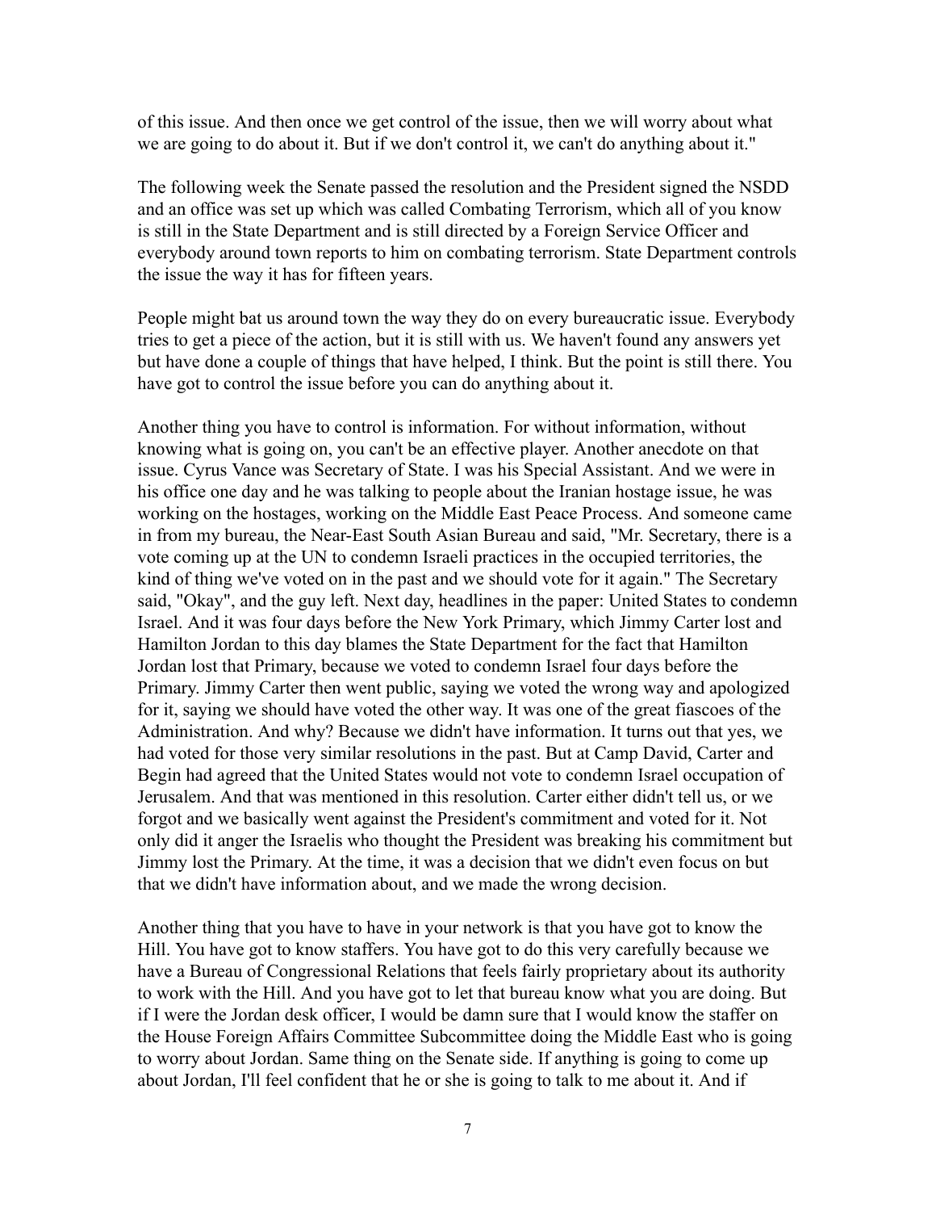of this issue. And then once we get control of the issue, then we will worry about what we are going to do about it. But if we don't control it, we can't do anything about it."

The following week the Senate passed the resolution and the President signed the NSDD and an office was set up which was called Combating Terrorism, which all of you know is still in the State Department and is still directed by a Foreign Service Officer and everybody around town reports to him on combating terrorism. State Department controls the issue the way it has for fifteen years.

People might bat us around town the way they do on every bureaucratic issue. Everybody tries to get a piece of the action, but it is still with us. We haven't found any answers yet but have done a couple of things that have helped, I think. But the point is still there. You have got to control the issue before you can do anything about it.

Another thing you have to control is information. For without information, without knowing what is going on, you can't be an effective player. Another anecdote on that issue. Cyrus Vance was Secretary of State. I was his Special Assistant. And we were in his office one day and he was talking to people about the Iranian hostage issue, he was working on the hostages, working on the Middle East Peace Process. And someone came in from my bureau, the Near-East South Asian Bureau and said, "Mr. Secretary, there is a vote coming up at the UN to condemn Israeli practices in the occupied territories, the kind of thing we've voted on in the past and we should vote for it again." The Secretary said, "Okay", and the guy left. Next day, headlines in the paper: United States to condemn Israel. And it was four days before the New York Primary, which Jimmy Carter lost and Hamilton Jordan to this day blames the State Department for the fact that Hamilton Jordan lost that Primary, because we voted to condemn Israel four days before the Primary. Jimmy Carter then went public, saying we voted the wrong way and apologized for it, saying we should have voted the other way. It was one of the great fiascoes of the Administration. And why? Because we didn't have information. It turns out that yes, we had voted for those very similar resolutions in the past. But at Camp David, Carter and Begin had agreed that the United States would not vote to condemn Israel occupation of Jerusalem. And that was mentioned in this resolution. Carter either didn't tell us, or we forgot and we basically went against the President's commitment and voted for it. Not only did it anger the Israelis who thought the President was breaking his commitment but Jimmy lost the Primary. At the time, it was a decision that we didn't even focus on but that we didn't have information about, and we made the wrong decision.

Another thing that you have to have in your network is that you have got to know the Hill. You have got to know staffers. You have got to do this very carefully because we have a Bureau of Congressional Relations that feels fairly proprietary about its authority to work with the Hill. And you have got to let that bureau know what you are doing. But if I were the Jordan desk officer, I would be damn sure that I would know the staffer on the House Foreign Affairs Committee Subcommittee doing the Middle East who is going to worry about Jordan. Same thing on the Senate side. If anything is going to come up about Jordan, I'll feel confident that he or she is going to talk to me about it. And if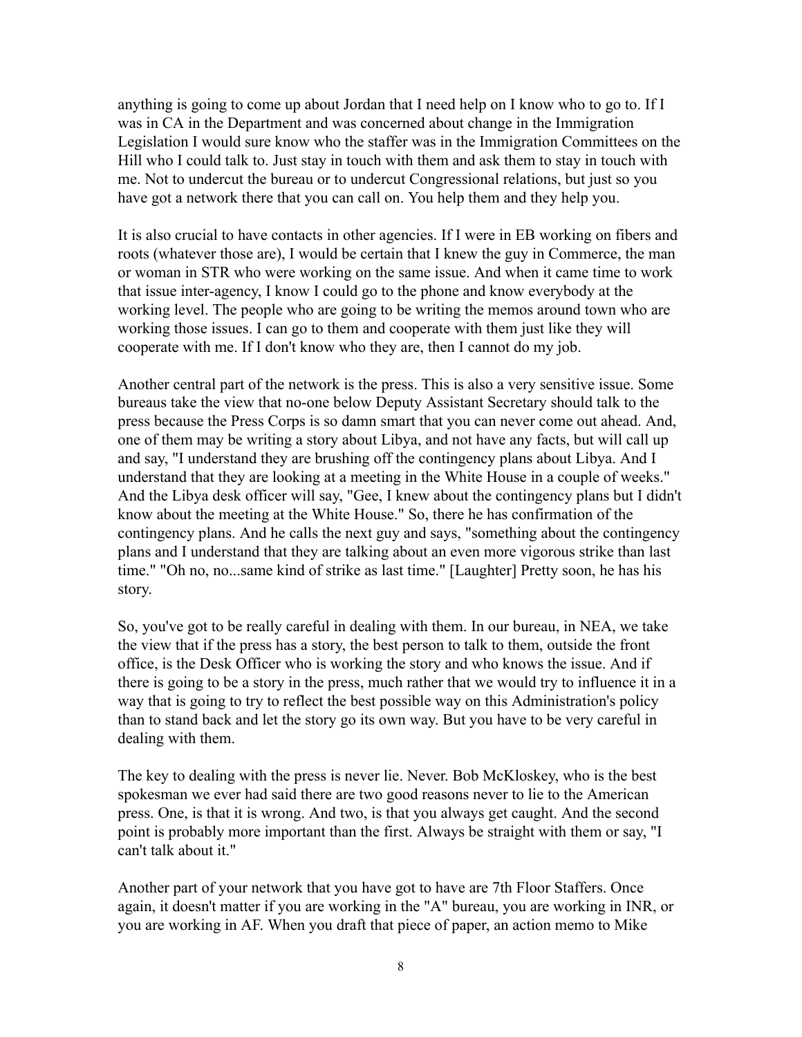anything is going to come up about Jordan that I need help on I know who to go to. If I was in CA in the Department and was concerned about change in the Immigration Legislation I would sure know who the staffer was in the Immigration Committees on the Hill who I could talk to. Just stay in touch with them and ask them to stay in touch with me. Not to undercut the bureau or to undercut Congressional relations, but just so you have got a network there that you can call on. You help them and they help you.

It is also crucial to have contacts in other agencies. If I were in EB working on fibers and roots (whatever those are), I would be certain that I knew the guy in Commerce, the man or woman in STR who were working on the same issue. And when it came time to work that issue inter-agency, I know I could go to the phone and know everybody at the working level. The people who are going to be writing the memos around town who are working those issues. I can go to them and cooperate with them just like they will cooperate with me. If I don't know who they are, then I cannot do my job.

Another central part of the network is the press. This is also a very sensitive issue. Some bureaus take the view that no-one below Deputy Assistant Secretary should talk to the press because the Press Corps is so damn smart that you can never come out ahead. And, one of them may be writing a story about Libya, and not have any facts, but will call up and say, "I understand they are brushing off the contingency plans about Libya. And I understand that they are looking at a meeting in the White House in a couple of weeks." And the Libya desk officer will say, "Gee, I knew about the contingency plans but I didn't know about the meeting at the White House." So, there he has confirmation of the contingency plans. And he calls the next guy and says, "something about the contingency plans and I understand that they are talking about an even more vigorous strike than last time." "Oh no, no...same kind of strike as last time." [Laughter] Pretty soon, he has his story.

So, you've got to be really careful in dealing with them. In our bureau, in NEA, we take the view that if the press has a story, the best person to talk to them, outside the front office, is the Desk Officer who is working the story and who knows the issue. And if there is going to be a story in the press, much rather that we would try to influence it in a way that is going to try to reflect the best possible way on this Administration's policy than to stand back and let the story go its own way. But you have to be very careful in dealing with them.

The key to dealing with the press is never lie. Never. Bob McKloskey, who is the best spokesman we ever had said there are two good reasons never to lie to the American press. One, is that it is wrong. And two, is that you always get caught. And the second point is probably more important than the first. Always be straight with them or say, "I can't talk about it."

Another part of your network that you have got to have are 7th Floor Staffers. Once again, it doesn't matter if you are working in the "A" bureau, you are working in INR, or you are working in AF. When you draft that piece of paper, an action memo to Mike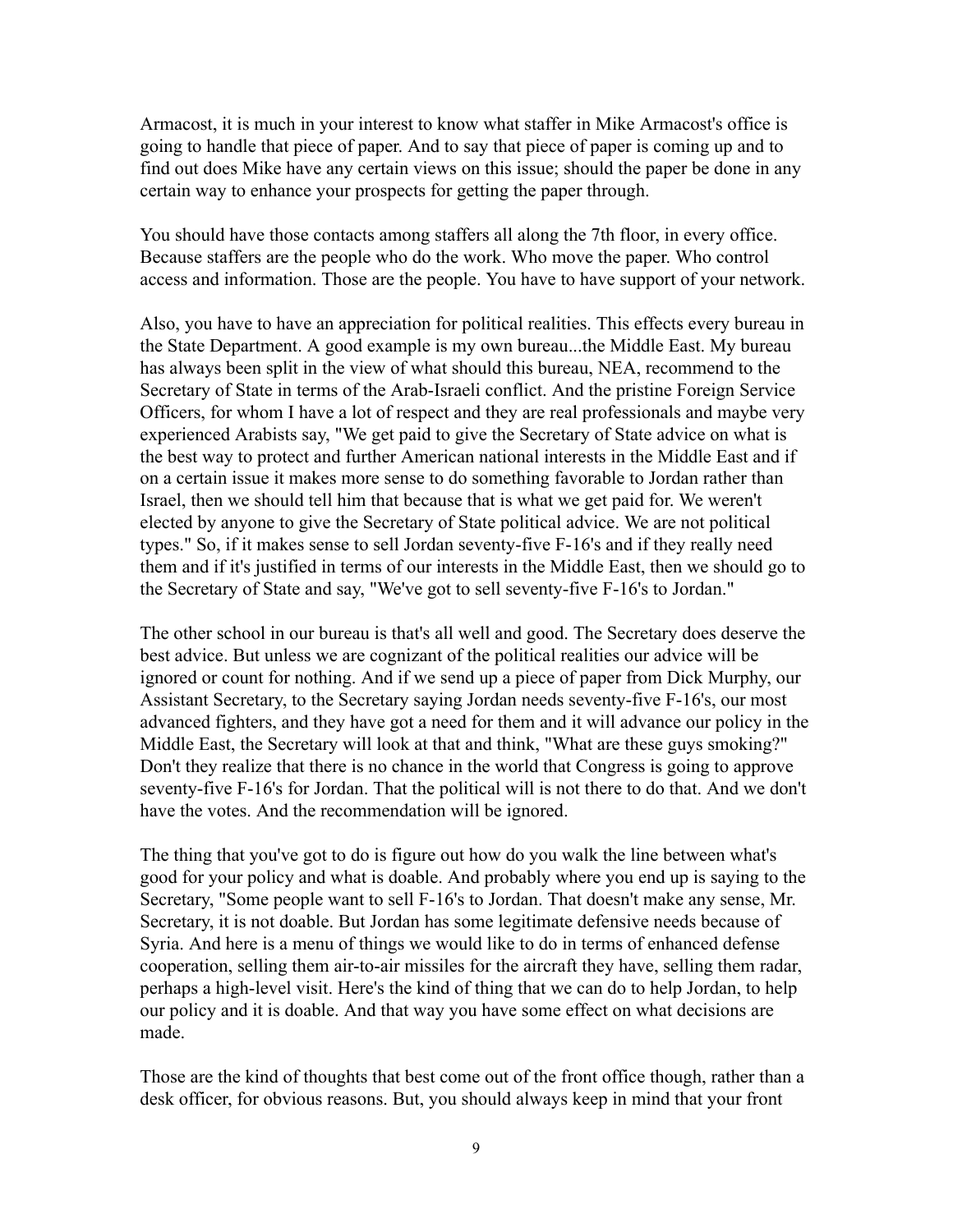Armacost, it is much in your interest to know what staffer in Mike Armacost's office is going to handle that piece of paper. And to say that piece of paper is coming up and to find out does Mike have any certain views on this issue; should the paper be done in any certain way to enhance your prospects for getting the paper through.

You should have those contacts among staffers all along the 7th floor, in every office. Because staffers are the people who do the work. Who move the paper. Who control access and information. Those are the people. You have to have support of your network.

Also, you have to have an appreciation for political realities. This effects every bureau in the State Department. A good example is my own bureau...the Middle East. My bureau has always been split in the view of what should this bureau, NEA, recommend to the Secretary of State in terms of the Arab-Israeli conflict. And the pristine Foreign Service Officers, for whom I have a lot of respect and they are real professionals and maybe very experienced Arabists say, "We get paid to give the Secretary of State advice on what is the best way to protect and further American national interests in the Middle East and if on a certain issue it makes more sense to do something favorable to Jordan rather than Israel, then we should tell him that because that is what we get paid for. We weren't elected by anyone to give the Secretary of State political advice. We are not political types." So, if it makes sense to sell Jordan seventy-five F-16's and if they really need them and if it's justified in terms of our interests in the Middle East, then we should go to the Secretary of State and say, "We've got to sell seventy-five F-16's to Jordan."

The other school in our bureau is that's all well and good. The Secretary does deserve the best advice. But unless we are cognizant of the political realities our advice will be ignored or count for nothing. And if we send up a piece of paper from Dick Murphy, our Assistant Secretary, to the Secretary saying Jordan needs seventy-five F-16's, our most advanced fighters, and they have got a need for them and it will advance our policy in the Middle East, the Secretary will look at that and think, "What are these guys smoking?" Don't they realize that there is no chance in the world that Congress is going to approve seventy-five F-16's for Jordan. That the political will is not there to do that. And we don't have the votes. And the recommendation will be ignored.

The thing that you've got to do is figure out how do you walk the line between what's good for your policy and what is doable. And probably where you end up is saying to the Secretary, "Some people want to sell F-16's to Jordan. That doesn't make any sense, Mr. Secretary, it is not doable. But Jordan has some legitimate defensive needs because of Syria. And here is a menu of things we would like to do in terms of enhanced defense cooperation, selling them air-to-air missiles for the aircraft they have, selling them radar, perhaps a high-level visit. Here's the kind of thing that we can do to help Jordan, to help our policy and it is doable. And that way you have some effect on what decisions are made.

Those are the kind of thoughts that best come out of the front office though, rather than a desk officer, for obvious reasons. But, you should always keep in mind that your front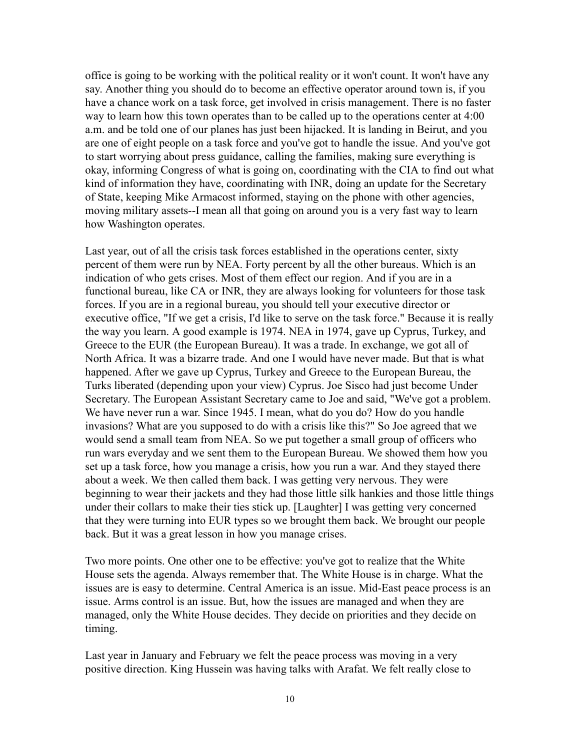office is going to be working with the political reality or it won't count. It won't have any say. Another thing you should do to become an effective operator around town is, if you have a chance work on a task force, get involved in crisis management. There is no faster way to learn how this town operates than to be called up to the operations center at 4:00 a.m. and be told one of our planes has just been hijacked. It is landing in Beirut, and you are one of eight people on a task force and you've got to handle the issue. And you've got to start worrying about press guidance, calling the families, making sure everything is okay, informing Congress of what is going on, coordinating with the CIA to find out what kind of information they have, coordinating with INR, doing an update for the Secretary of State, keeping Mike Armacost informed, staying on the phone with other agencies, moving military assets--I mean all that going on around you is a very fast way to learn how Washington operates.

Last year, out of all the crisis task forces established in the operations center, sixty percent of them were run by NEA. Forty percent by all the other bureaus. Which is an indication of who gets crises. Most of them effect our region. And if you are in a functional bureau, like CA or INR, they are always looking for volunteers for those task forces. If you are in a regional bureau, you should tell your executive director or executive office, "If we get a crisis, I'd like to serve on the task force." Because it is really the way you learn. A good example is 1974. NEA in 1974, gave up Cyprus, Turkey, and Greece to the EUR (the European Bureau). It was a trade. In exchange, we got all of North Africa. It was a bizarre trade. And one I would have never made. But that is what happened. After we gave up Cyprus, Turkey and Greece to the European Bureau, the Turks liberated (depending upon your view) Cyprus. Joe Sisco had just become Under Secretary. The European Assistant Secretary came to Joe and said, "We've got a problem. We have never run a war. Since 1945. I mean, what do you do? How do you handle invasions? What are you supposed to do with a crisis like this?" So Joe agreed that we would send a small team from NEA. So we put together a small group of officers who run wars everyday and we sent them to the European Bureau. We showed them how you set up a task force, how you manage a crisis, how you run a war. And they stayed there about a week. We then called them back. I was getting very nervous. They were beginning to wear their jackets and they had those little silk hankies and those little things under their collars to make their ties stick up. [Laughter] I was getting very concerned that they were turning into EUR types so we brought them back. We brought our people back. But it was a great lesson in how you manage crises.

Two more points. One other one to be effective: you've got to realize that the White House sets the agenda. Always remember that. The White House is in charge. What the issues are is easy to determine. Central America is an issue. Mid-East peace process is an issue. Arms control is an issue. But, how the issues are managed and when they are managed, only the White House decides. They decide on priorities and they decide on timing.

Last year in January and February we felt the peace process was moving in a very positive direction. King Hussein was having talks with Arafat. We felt really close to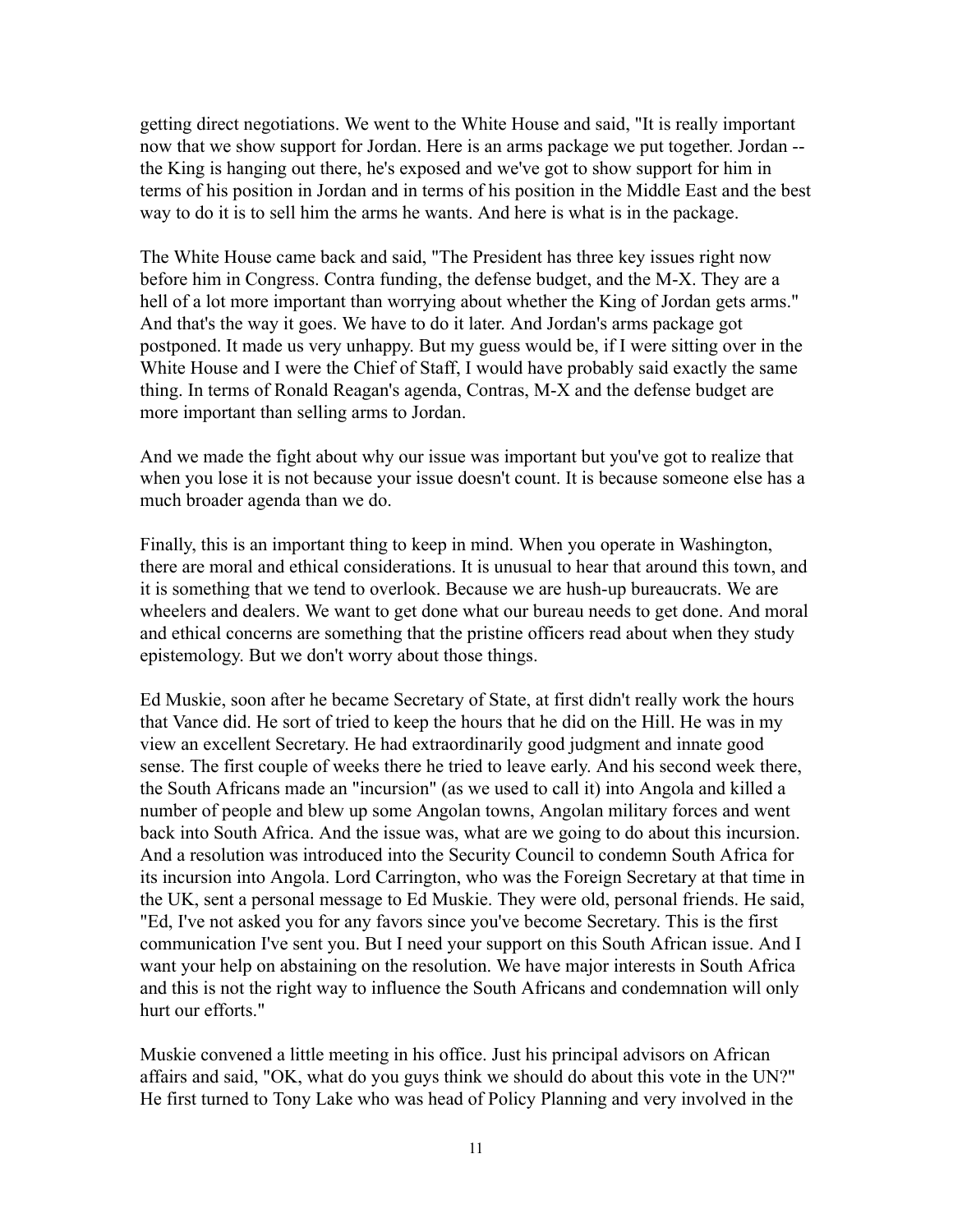getting direct negotiations. We went to the White House and said, "It is really important now that we show support for Jordan. Here is an arms package we put together. Jordan -- the King is hanging out there, he's exposed and we've got to show support for him in terms of his position in Jordan and in terms of his position in the Middle East and the best way to do it is to sell him the arms he wants. And here is what is in the package.

The White House came back and said, "The President has three key issues right now before him in Congress. Contra funding, the defense budget, and the M-X. They are a hell of a lot more important than worrying about whether the King of Jordan gets arms." And that's the way it goes. We have to do it later. And Jordan's arms package got postponed. It made us very unhappy. But my guess would be, if I were sitting over in the White House and I were the Chief of Staff, I would have probably said exactly the same thing. In terms of Ronald Reagan's agenda, Contras, M-X and the defense budget are more important than selling arms to Jordan.

And we made the fight about why our issue was important but you've got to realize that when you lose it is not because your issue doesn't count. It is because someone else has a much broader agenda than we do.

Finally, this is an important thing to keep in mind. When you operate in Washington, there are moral and ethical considerations. It is unusual to hear that around this town, and it is something that we tend to overlook. Because we are hush-up bureaucrats. We are wheelers and dealers. We want to get done what our bureau needs to get done. And moral and ethical concerns are something that the pristine officers read about when they study epistemology. But we don't worry about those things.

Ed Muskie, soon after he became Secretary of State, at first didn't really work the hours that Vance did. He sort of tried to keep the hours that he did on the Hill. He was in my view an excellent Secretary. He had extraordinarily good judgment and innate good sense. The first couple of weeks there he tried to leave early. And his second week there, the South Africans made an "incursion" (as we used to call it) into Angola and killed a number of people and blew up some Angolan towns, Angolan military forces and went back into South Africa. And the issue was, what are we going to do about this incursion. And a resolution was introduced into the Security Council to condemn South Africa for its incursion into Angola. Lord Carrington, who was the Foreign Secretary at that time in the UK, sent a personal message to Ed Muskie. They were old, personal friends. He said, "Ed, I've not asked you for any favors since you've become Secretary. This is the first communication I've sent you. But I need your support on this South African issue. And I want your help on abstaining on the resolution. We have major interests in South Africa and this is not the right way to influence the South Africans and condemnation will only hurt our efforts."

Muskie convened a little meeting in his office. Just his principal advisors on African affairs and said, "OK, what do you guys think we should do about this vote in the UN?" He first turned to Tony Lake who was head of Policy Planning and very involved in the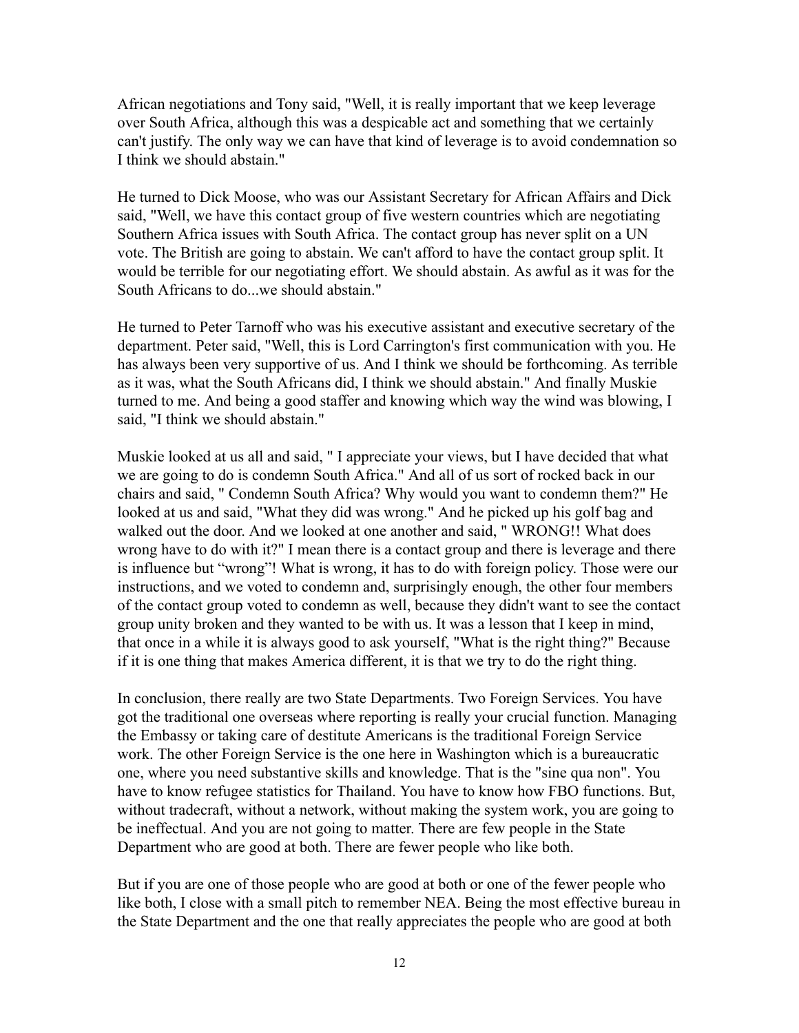African negotiations and Tony said, "Well, it is really important that we keep leverage over South Africa, although this was a despicable act and something that we certainly can't justify. The only way we can have that kind of leverage is to avoid condemnation so I think we should abstain."

He turned to Dick Moose, who was our Assistant Secretary for African Affairs and Dick said, "Well, we have this contact group of five western countries which are negotiating Southern Africa issues with South Africa. The contact group has never split on a UN vote. The British are going to abstain. We can't afford to have the contact group split. It would be terrible for our negotiating effort. We should abstain. As awful as it was for the South Africans to do...we should abstain."

He turned to Peter Tarnoff who was his executive assistant and executive secretary of the department. Peter said, "Well, this is Lord Carrington's first communication with you. He has always been very supportive of us. And I think we should be forthcoming. As terrible as it was, what the South Africans did, I think we should abstain." And finally Muskie turned to me. And being a good staffer and knowing which way the wind was blowing, I said, "I think we should abstain."

Muskie looked at us all and said, " I appreciate your views, but I have decided that what we are going to do is condemn South Africa." And all of us sort of rocked back in our chairs and said, " Condemn South Africa? Why would you want to condemn them?" He looked at us and said, "What they did was wrong." And he picked up his golf bag and walked out the door. And we looked at one another and said, " WRONG!! What does wrong have to do with it?" I mean there is a contact group and there is leverage and there is influence but "wrong"! What is wrong, it has to do with foreign policy. Those were our instructions, and we voted to condemn and, surprisingly enough, the other four members of the contact group voted to condemn as well, because they didn't want to see the contact group unity broken and they wanted to be with us. It was a lesson that I keep in mind, that once in a while it is always good to ask yourself, "What is the right thing?" Because if it is one thing that makes America different, it is that we try to do the right thing.

In conclusion, there really are two State Departments. Two Foreign Services. You have got the traditional one overseas where reporting is really your crucial function. Managing the Embassy or taking care of destitute Americans is the traditional Foreign Service work. The other Foreign Service is the one here in Washington which is a bureaucratic one, where you need substantive skills and knowledge. That is the "sine qua non". You have to know refugee statistics for Thailand. You have to know how FBO functions. But, without tradecraft, without a network, without making the system work, you are going to be ineffectual. And you are not going to matter. There are few people in the State Department who are good at both. There are fewer people who like both.

But if you are one of those people who are good at both or one of the fewer people who like both, I close with a small pitch to remember NEA. Being the most effective bureau in the State Department and the one that really appreciates the people who are good at both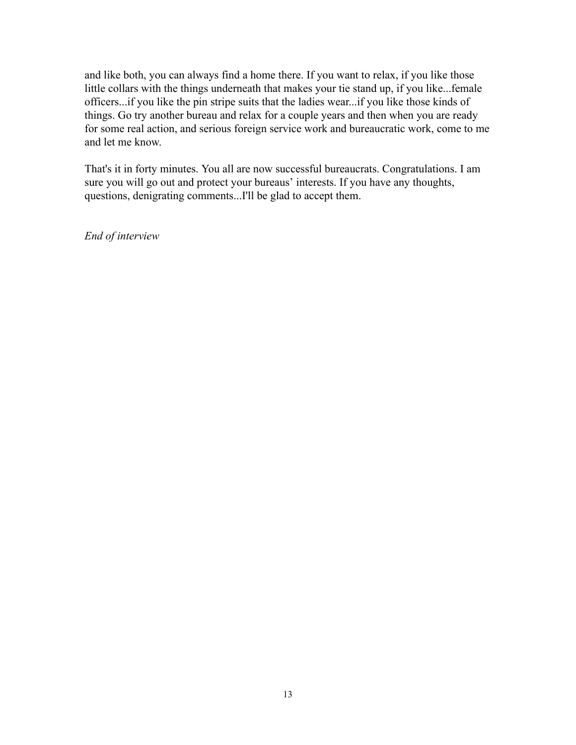and like both, you can always find a home there. If you want to relax, if you like those little collars with the things underneath that makes your tie stand up, if you like...female officers...if you like the pin stripe suits that the ladies wear...if you like those kinds of things. Go try another bureau and relax for a couple years and then when you are ready for some real action, and serious foreign service work and bureaucratic work, come to me and let me know.

That's it in forty minutes. You all are now successful bureaucrats. Congratulations. I am sure you will go out and protect your bureaus' interests. If you have any thoughts, questions, denigrating comments...I'll be glad to accept them.

*End of interview*